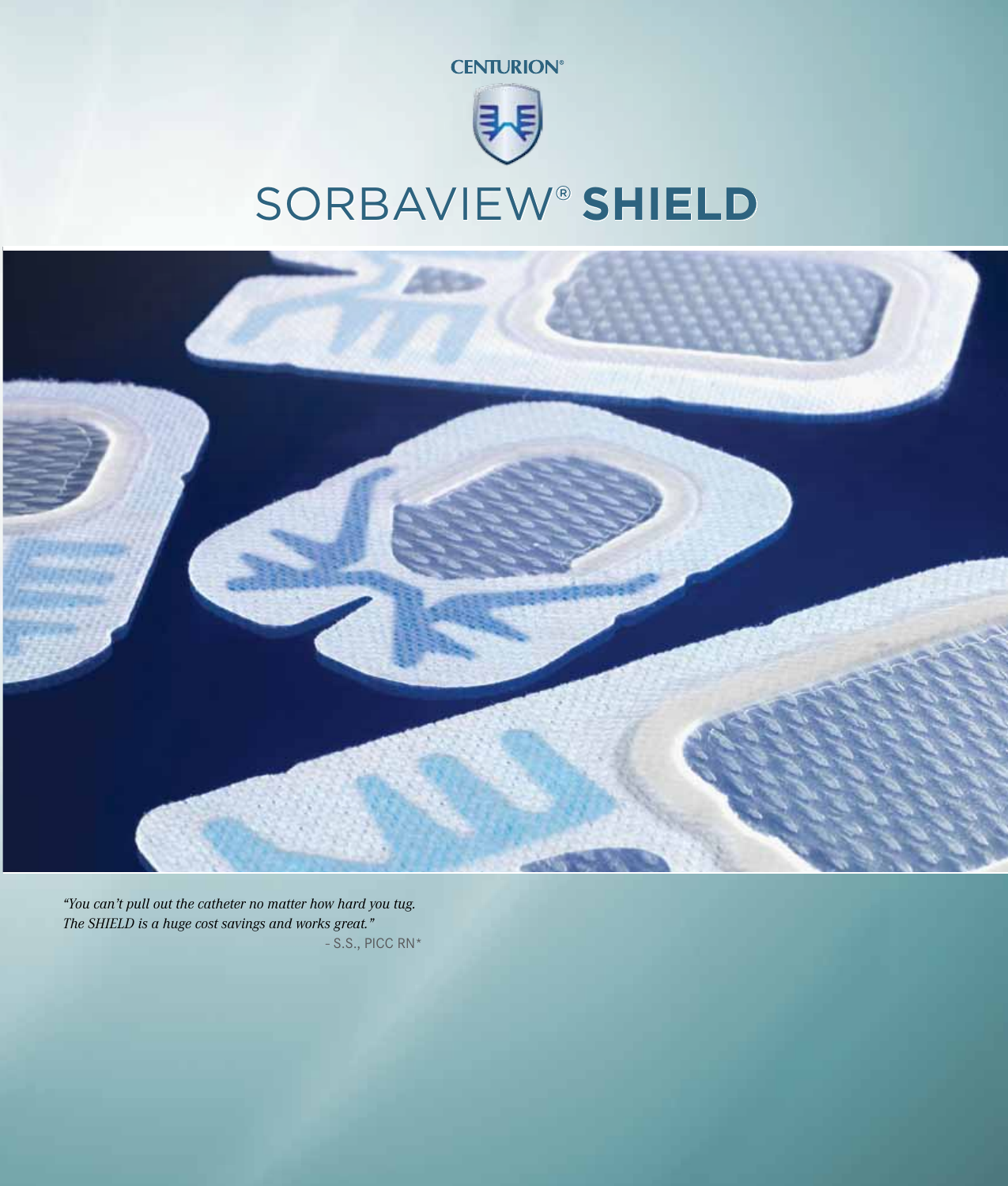CENTURION®

# SORBAVIEW® **SHIELD**

*"You can't pull out the catheter no matter how hard you tug. The SHIELD is a huge cost savings and works great."*

\- S.S., PICC RN*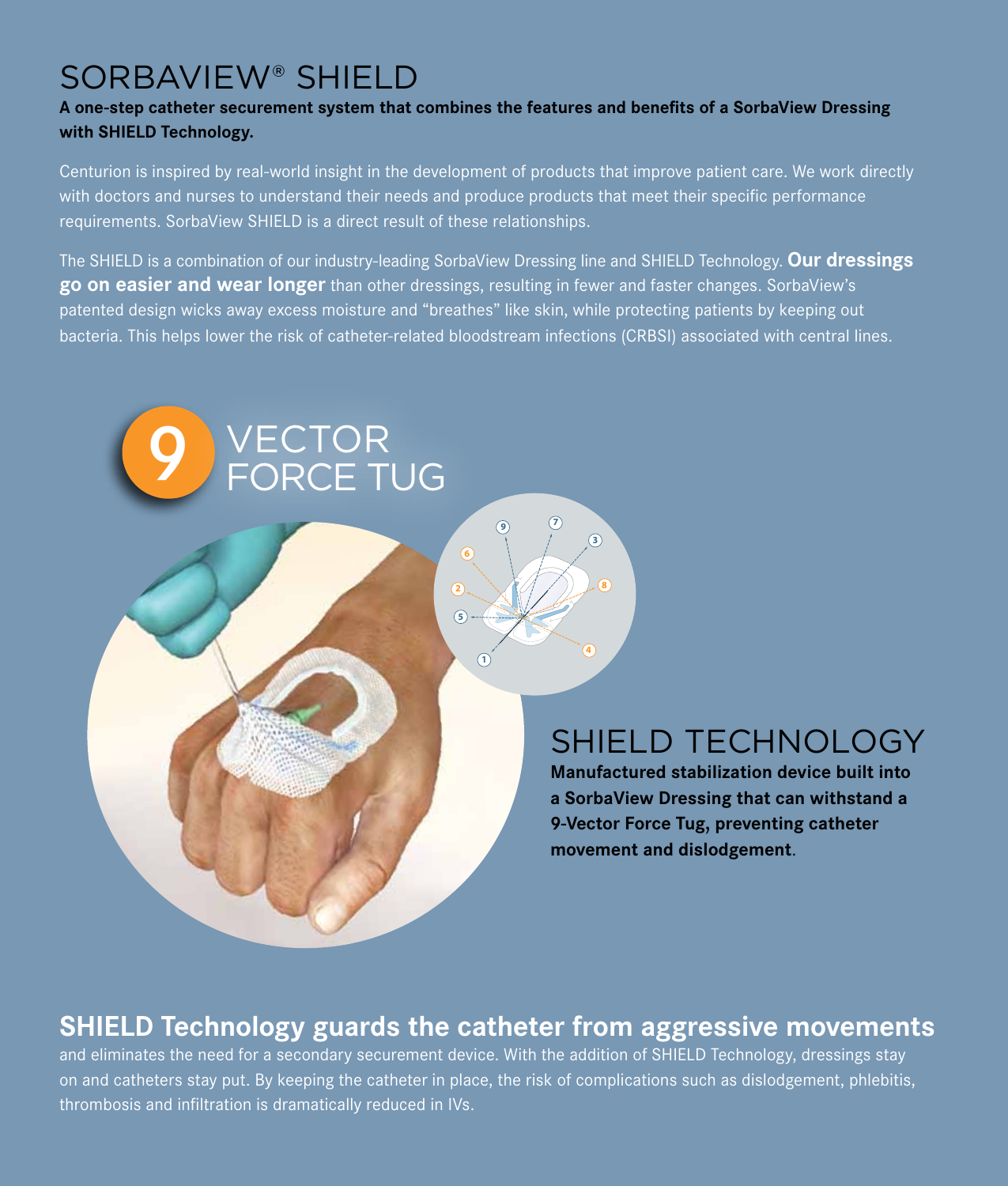# SORBAVIEW® SHIELD

**A one-step catheter securement system that combines the features and benefits of a SorbaView Dressing with SHIELD Technology.**

Centurion is inspired by real-world insight in the development of products that improve patient care. We work directly with doctors and nurses to understand their needs and produce products that meet their specific performance requirements. SorbaView SHIELD is a direct result of these relationships.

The SHIELD is a combination of our industry-leading SorbaView Dressing line and SHIELD Technology. **Our dressings go on easier and wear longer** than other dressings, resulting in fewer and faster changes. SorbaView's patented design wicks away excess moisture and "breathes" like skin, while protecting patients by keeping out bacteria. This helps lower the risk of catheter-related bloodstream infections (CRBSI) associated with central lines.

## 9 VECTOR FORCE TUG

## SHIELD TECHNOLOGY

**Manufactured stabilization device built into a SorbaView Dressing that can withstand a 9-Vector Force Tug, preventing catheter movement and dislodgement**.

## SHIELD Technology guards the catheter from aggressive movements

and eliminates the need for a secondary securement device. With the addition of SHIELD Technology, dressings stay on and catheters stay put. By keeping the catheter in place, the risk of complications such as dislodgement, phlebitis, thrombosis and infiltration is dramatically reduced in IVs.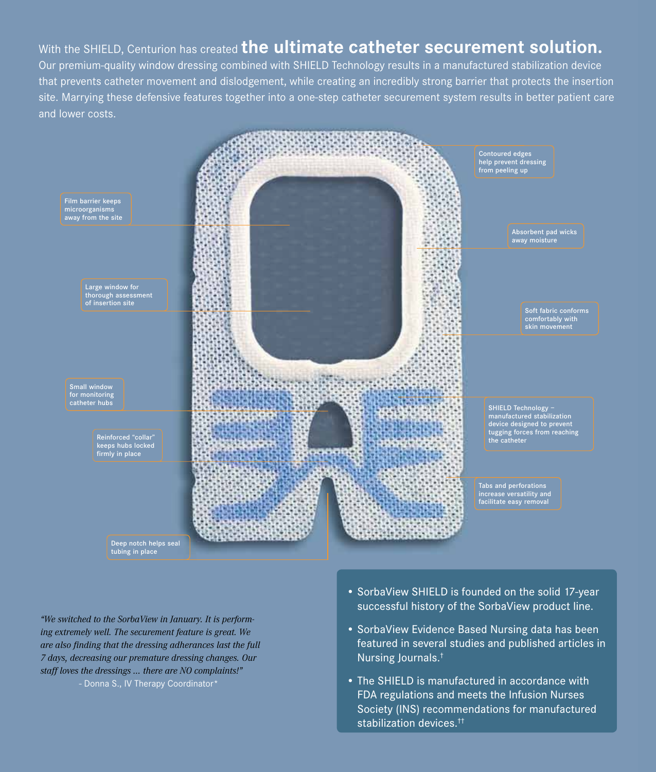With the SHIELD, Centurion has created **the ultimate catheter securement solution.** Our premium-quality window dressing combined with SHIELD Technology results in a manufactured stabilization device that prevents catheter movement and dislodgement, while creating an incredibly strong barrier that protects the insertion site. Marrying these defensive features together into a one-step catheter securement system results in better patient care and lower costs.

Contoured edges help prevent dressing from peeling up

Film barrier keeps microorganisms away from the site

Absorbent pad wicks away moisture

Large window for thorough assessment of insertion site

Soft fabric conforms comfortably with skin movement

Small window for monitoring catheter hubs

SHIELD Technology – manufactured stabilization device designed to prevent tugging forces from reaching the catheter

Reinforced "collar" keeps hubs locked firmly in place

Tabs and perforations increase versatility and facilitate easy removal

Deep notch helps seal tubing in place

*"We switched to the SorbaView in January. It is performing extremely well. The securement feature is great. We are also finding that the dressing adherances last the full 7 days, decreasing our premature dressing changes. Our staff loves the dressings ... there are NO complaints!"*

- Donna S., IV Therapy Coordinator*

- SorbaView SHIELD is founded on the solid 17-year successful history of the SorbaView product line.
- SorbaView Evidence Based Nursing data has been featured in several studies and published articles in Nursing Journals.†
- The SHIELD is manufactured in accordance with FDA regulations and meets the Infusion Nurses Society (INS) recommendations for manufactured stabilization devices.††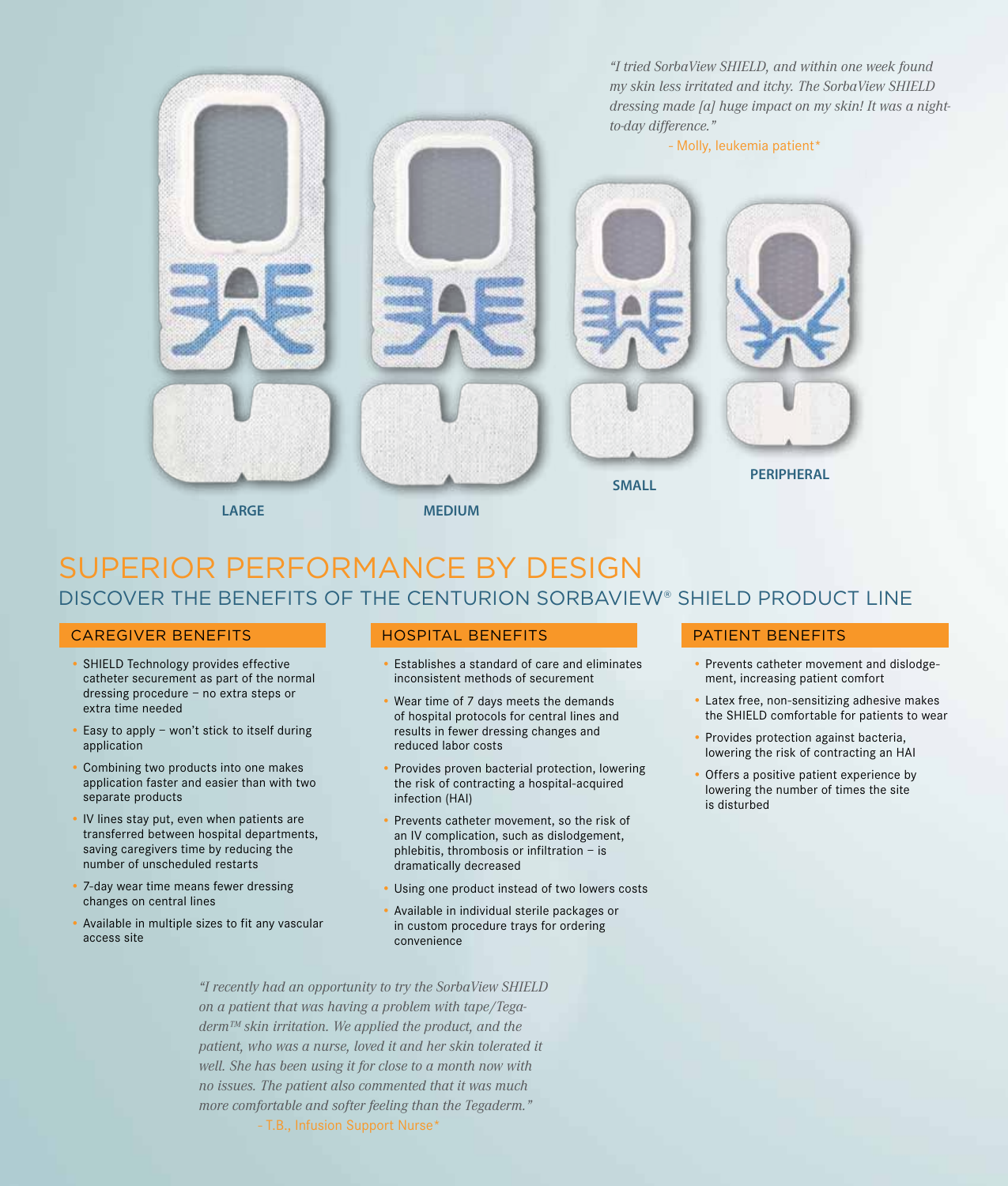*"I tried SorbaView SHIELD, and within one week found my skin less irritated and itchy. The SorbaView SHIELD dressing made [a] huge impact on my skin! It was a night-to-day difference."*

- Molly, leukemia patient*

LARGE

MEDIUM

SMALL

PERIPHERAL

# SUPERIOR PERFORMANCE BY DESIGN

## DISCOVER THE BENEFITS OF THE CENTURION SORBAVIEW® SHIELD PRODUCT LINE

### CAREGIVER BENEFITS

- SHIELD Technology provides effective catheter securement as part of the normal dressing procedure – no extra steps or extra time needed
- Easy to apply – won't stick to itself during application
- Combining two products into one makes application faster and easier than with two separate products
- IV lines stay put, even when patients are transferred between hospital departments, saving caregivers time by reducing the number of unscheduled restarts
- 7-day wear time means fewer dressing changes on central lines
- Available in multiple sizes to fit any vascular access site

### HOSPITAL BENEFITS

- Establishes a standard of care and eliminates inconsistent methods of securement
- Wear time of 7 days meets the demands of hospital protocols for central lines and results in fewer dressing changes and reduced labor costs
- Provides proven bacterial protection, lowering the risk of contracting a hospital-acquired infection (HAI)
- Prevents catheter movement, so the risk of an IV complication, such as dislodgement, phlebitis, thrombosis or infiltration – is dramatically decreased
- Using one product instead of two lowers costs
- Available in individual sterile packages or in custom procedure trays for ordering convenience

### PATIENT BENEFITS

- Prevents catheter movement and dislodgement, increasing patient comfort
- Latex free, non-sensitizing adhesive makes the SHIELD comfortable for patients to wear
- Provides protection against bacteria, lowering the risk of contracting an HAI
- Offers a positive patient experience by lowering the number of times the site is disturbed

*"I recently had an opportunity to try the SorbaView SHIELD on a patient that was having a problem with tape/Tegaderm™ skin irritation. We applied the product, and the patient, who was a nurse, loved it and her skin tolerated it well. She has been using it for close to a month now with no issues. The patient also commented that it was much more comfortable and softer feeling than the Tegaderm."*

– T.B., Infusion Support Nurse*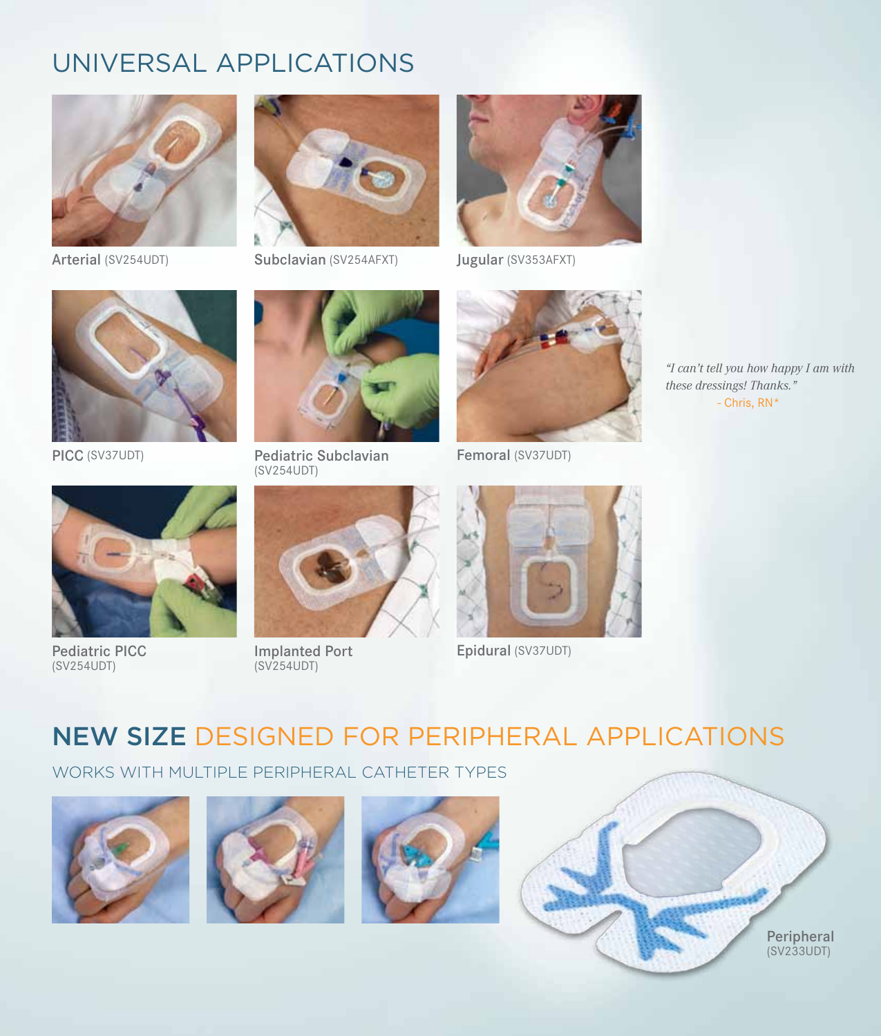# UNIVERSAL APPLICATIONS

**Arterial** (SV254UDT)

**Subclavian** (SV254AFXT)

**Jugular** (SV353AFXT)

**PICC** (SV37UDT)

**Pediatric Subclavian** (SV254UDT)

**Femoral** (SV37UDT)

**Pediatric PICC** (SV254UDT)

**Implanted Port** (SV254UDT)

**Epidural** (SV37UDT)

*"I can't tell you how happy I am with these dressings! Thanks."*
- Chris, RN*

## NEW SIZE DESIGNED FOR PERIPHERAL APPLICATIONS

WORKS WITH MULTIPLE PERIPHERAL CATHETER TYPES

**Peripheral** (SV233UDT)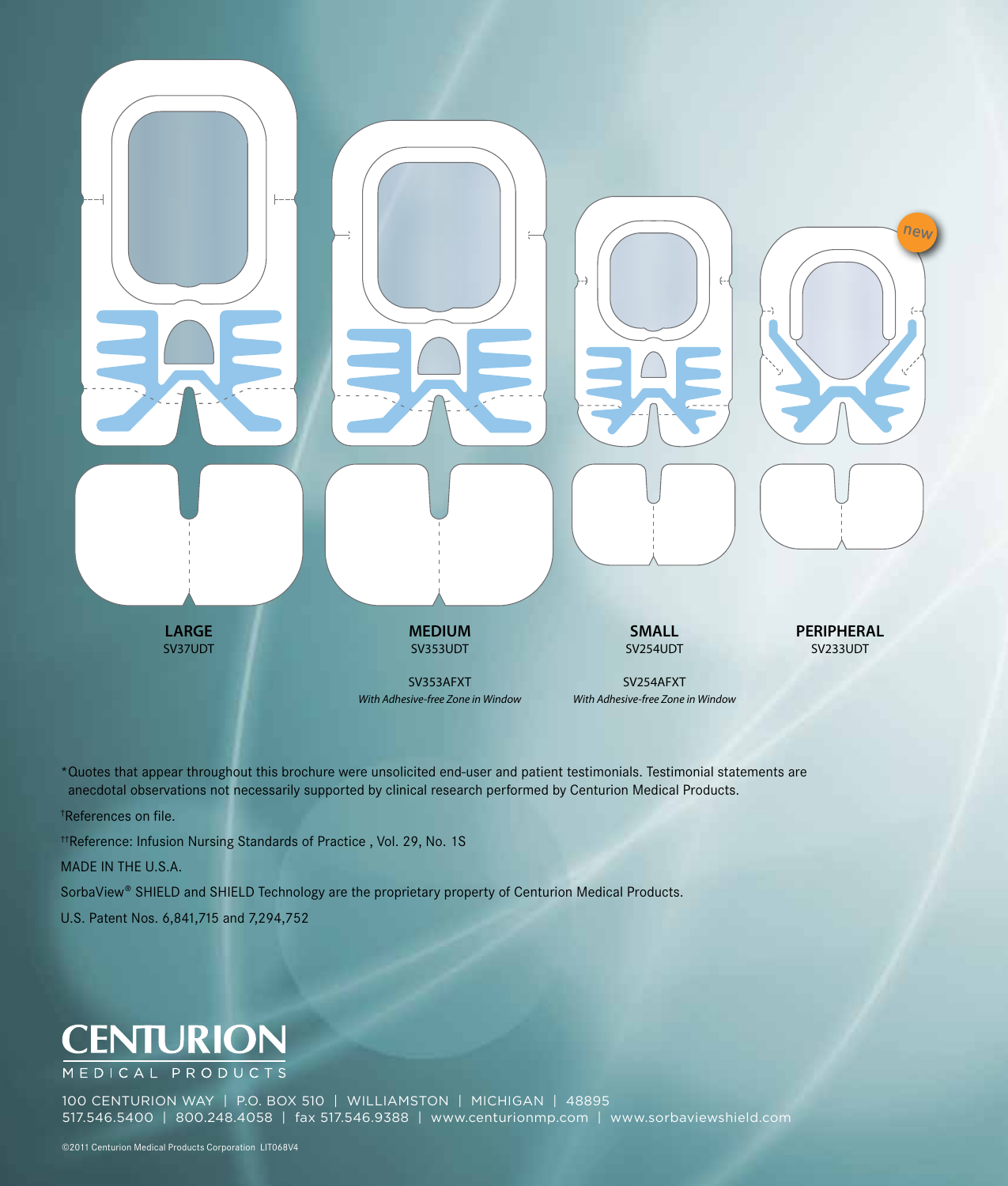**LARGE**
SV37UDT

**MEDIUM**
SV353UDT

SV353AFXT
*With Adhesive-free Zone in Window*

**SMALL**
SV254UDT

SV254AFXT
*With Adhesive-free Zone in Window*

**PERIPHERAL**
SV233UDT

new

*Quotes that appear throughout this brochure were unsolicited end-user and patient testimonials. Testimonial statements are anecdotal observations not necessarily supported by clinical research performed by Centurion Medical Products.

†References on file.

††Reference: Infusion Nursing Standards of Practice , Vol. 29, No. 1S

MADE IN THE U.S.A.

SorbaView® SHIELD and SHIELD Technology are the proprietary property of Centurion Medical Products.

U.S. Patent Nos. 6,841,715 and 7,294,752

**CENTURION**
MEDICAL PRODUCTS

100 CENTURION WAY | P.O. BOX 510 | WILLIAMSTON | MICHIGAN | 48895
517.546.5400 | 800.248.4058 | fax 517.546.9388 | www.centurionmp.com | www.sorbaviewshield.com

©2011 Centurion Medical Products Corporation LIT068V4